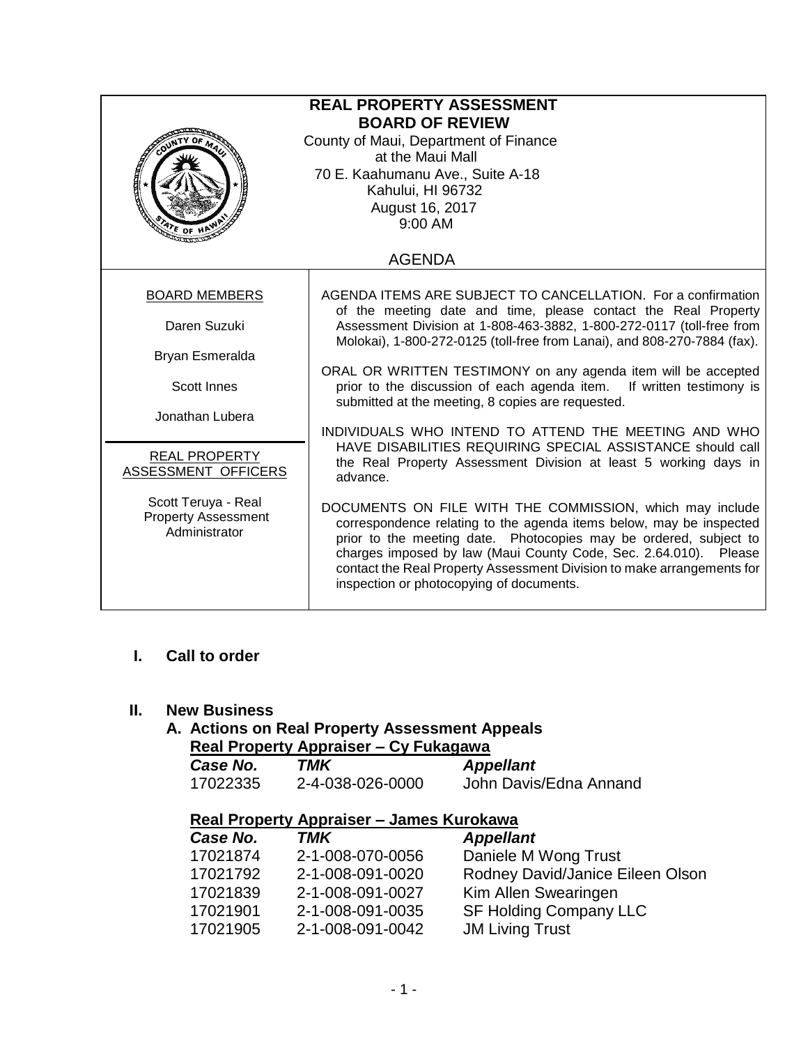# REAL PROPERTY ASSESSMENT BOARD OF REVIEW

County of Maui, Department of Finance
at the Maui Mall
70 E. Kaahumanu Ave., Suite A-18
Kahului, HI 96732
August 16, 2017
9:00 AM

## AGENDA

| BOARD MEMBERS | |
|---|---|
| Daren Suzuki<br>Bryan Esmeralda<br>Scott Innes<br>Jonathan Lubera | AGENDA ITEMS ARE SUBJECT TO CANCELLATION. For a confirmation of the meeting date and time, please contact the Real Property Assessment Division at 1-808-463-3882, 1-800-272-0117 (toll-free from Molokai), 1-800-272-0125 (toll-free from Lanai), and 808-270-7884 (fax).<br><br>ORAL OR WRITTEN TESTIMONY on any agenda item will be accepted prior to the discussion of each agenda item. If written testimony is submitted at the meeting, 8 copies are requested.<br><br>INDIVIDUALS WHO INTEND TO ATTEND THE MEETING AND WHO HAVE DISABILITIES REQUIRING SPECIAL ASSISTANCE should call the Real Property Assessment Division at least 5 working days in advance.<br><br>DOCUMENTS ON FILE WITH THE COMMISSION, which may include correspondence relating to the agenda items below, may be inspected prior to the meeting date. Photocopies may be ordered, subject to charges imposed by law (Maui County Code, Sec. 2.64.010). Please contact the Real Property Assessment Division to make arrangements for inspection or photocopying of documents. |
| **REAL PROPERTY ASSESSMENT OFFICERS**<br>Scott Teruya - Real Property Assessment Administrator | |

## I. Call to order

## II. New Business

### A. Actions on Real Property Assessment Appeals

**Real Property Appraiser – Cy Fukagawa**

| *Case No.* | *TMK* | *Appellant* |
|---|---|---|
| 17022335 | 2-4-038-026-0000 | John Davis/Edna Annand |

**Real Property Appraiser – James Kurokawa**

| *Case No.* | *TMK* | *Appellant* |
|---|---|---|
| 17021874 | 2-1-008-070-0056 | Daniele M Wong Trust |
| 17021792 | 2-1-008-091-0020 | Rodney David/Janice Eileen Olson |
| 17021839 | 2-1-008-091-0027 | Kim Allen Swearingen |
| 17021901 | 2-1-008-091-0035 | SF Holding Company LLC |
| 17021905 | 2-1-008-091-0042 | JM Living Trust |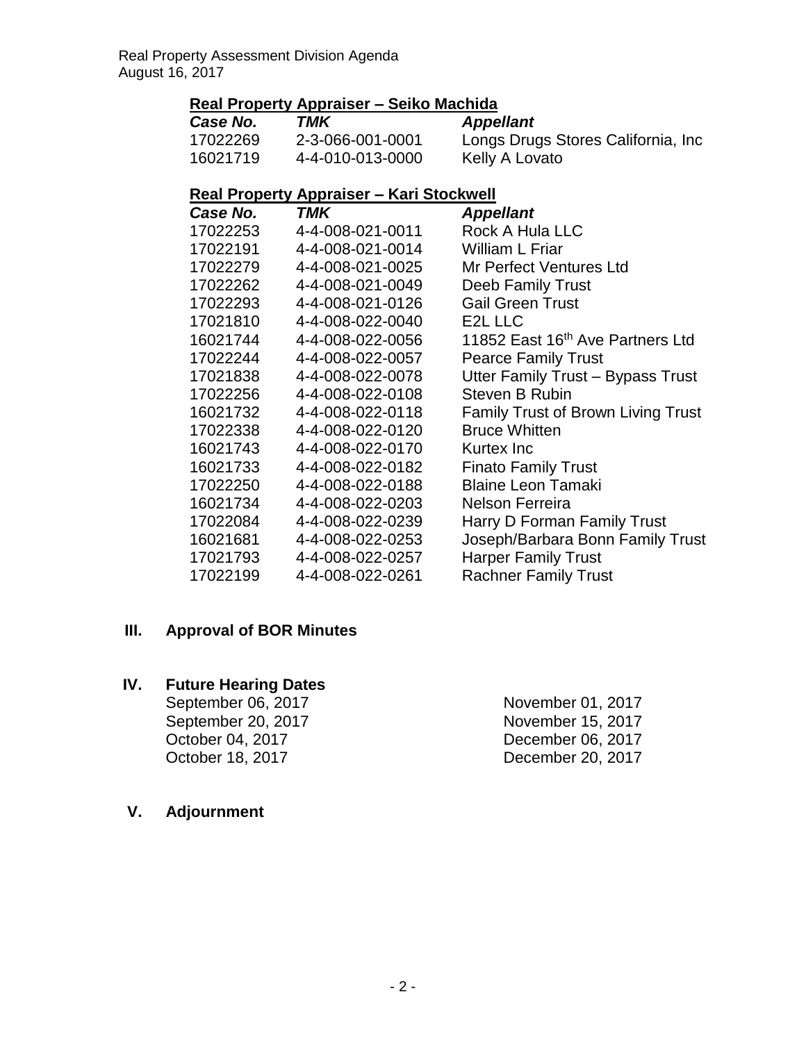### Real Property Appraiser – Seiko Machida

| *Case No.* | *TMK* | *Appellant* |
|---|---|---|
| 17022269 | 2-3-066-001-0001 | Longs Drugs Stores California, Inc |
| 16021719 | 4-4-010-013-0000 | Kelly A Lovato |

### Real Property Appraiser – Kari Stockwell

| *Case No.* | *TMK* | *Appellant* |
|---|---|---|
| 17022253 | 4-4-008-021-0011 | Rock A Hula LLC |
| 17022191 | 4-4-008-021-0014 | William L Friar |
| 17022279 | 4-4-008-021-0025 | Mr Perfect Ventures Ltd |
| 17022262 | 4-4-008-021-0049 | Deeb Family Trust |
| 17022293 | 4-4-008-021-0126 | Gail Green Trust |
| 17021810 | 4-4-008-022-0040 | E2L LLC |
| 16021744 | 4-4-008-022-0056 | 11852 East 16th Ave Partners Ltd |
| 17022244 | 4-4-008-022-0057 | Pearce Family Trust |
| 17021838 | 4-4-008-022-0078 | Utter Family Trust – Bypass Trust |
| 17022256 | 4-4-008-022-0108 | Steven B Rubin |
| 16021732 | 4-4-008-022-0118 | Family Trust of Brown Living Trust |
| 17022338 | 4-4-008-022-0120 | Bruce Whitten |
| 16021743 | 4-4-008-022-0170 | Kurtex Inc |
| 16021733 | 4-4-008-022-0182 | Finato Family Trust |
| 17022250 | 4-4-008-022-0188 | Blaine Leon Tamaki |
| 16021734 | 4-4-008-022-0203 | Nelson Ferreira |
| 17022084 | 4-4-008-022-0239 | Harry D Forman Family Trust |
| 16021681 | 4-4-008-022-0253 | Joseph/Barbara Bonn Family Trust |
| 17021793 | 4-4-008-022-0257 | Harper Family Trust |
| 17022199 | 4-4-008-022-0261 | Rachner Family Trust |

## III. Approval of BOR Minutes

## IV. Future Hearing Dates

September 06, 2017
September 20, 2017
October 04, 2017
October 18, 2017
November 01, 2017
November 15, 2017
December 06, 2017
December 20, 2017

## V. Adjournment